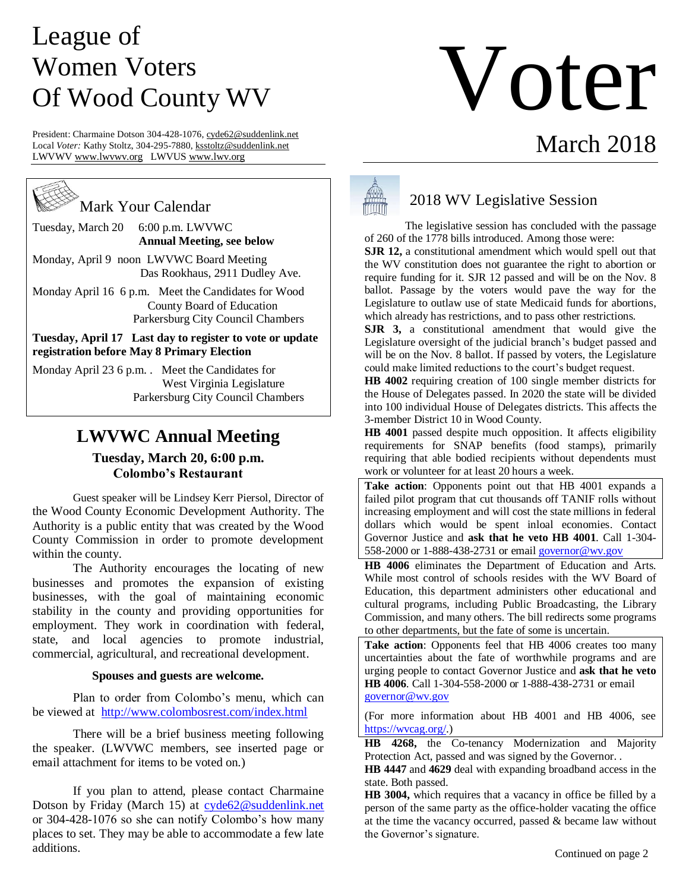# League of Women Voters Of Wood County WV

# Voter

## March 2018

President: Charmaine Dotson 304-428-1076, cyde62@suddenlink.net
Local *Voter:* Kathy Stoltz, 304-295-7880, ksstoltz@suddenlink.net
LWVWV www.lwvwv.org LWVUS www.lwv.org

## Mark Your Calendar

Tuesday, March 20 6:00 p.m. LWVWC **Annual Meeting, see below**

Monday, April 9 noon LWVWC Board Meeting
Das Rookhaus, 2911 Dudley Ave.

Monday April 16 6 p.m. Meet the Candidates for Wood County Board of Education
Parkersburg City Council Chambers

**Tuesday, April 17 Last day to register to vote or update registration before May 8 Primary Election**

Monday April 23 6 p.m. . Meet the Candidates for West Virginia Legislature
Parkersburg City Council Chambers

## LWVWC Annual Meeting

**Tuesday, March 20, 6:00 p.m.**
**Colombo's Restaurant**

Guest speaker will be Lindsey Kerr Piersol, Director of the Wood County Economic Development Authority. The Authority is a public entity that was created by the Wood County Commission in order to promote development within the county.

The Authority encourages the locating of new businesses and promotes the expansion of existing businesses, with the goal of maintaining economic stability in the county and providing opportunities for employment. They work in coordination with federal, state, and local agencies to promote industrial, commercial, agricultural, and recreational development.

**Spouses and guests are welcome.**

Plan to order from Colombo's menu, which can be viewed at http://www.colombosrest.com/index.html

There will be a brief business meeting following the speaker. (LWVWC members, see inserted page or email attachment for items to be voted on.)

If you plan to attend, please contact Charmaine Dotson by Friday (March 15) at cyde62@suddenlink.net or 304-428-1076 so she can notify Colombo's how many places to set. They may be able to accommodate a few late additions.

## 2018 WV Legislative Session

The legislative session has concluded with the passage of 260 of the 1778 bills introduced. Among those were:

**SJR 12,** a constitutional amendment which would spell out that the WV constitution does not guarantee the right to abortion or require funding for it. SJR 12 passed and will be on the Nov. 8 ballot. Passage by the voters would pave the way for the Legislature to outlaw use of state Medicaid funds for abortions, which already has restrictions, and to pass other restrictions.

**SJR 3,** a constitutional amendment that would give the Legislature oversight of the judicial branch's budget passed and will be on the Nov. 8 ballot. If passed by voters, the Legislature could make limited reductions to the court's budget request.

**HB 4002** requiring creation of 100 single member districts for the House of Delegates passed. In 2020 the state will be divided into 100 individual House of Delegates districts. This affects the 3-member District 10 in Wood County.

**HB 4001** passed despite much opposition. It affects eligibility requirements for SNAP benefits (food stamps), primarily requiring that able bodied recipients without dependents must work or volunteer for at least 20 hours a week.

**Take action**: Opponents point out that HB 4001 expands a failed pilot program that cut thousands off TANIF rolls without increasing employment and will cost the state millions in federal dollars which would be spent inloal economies. Contact Governor Justice and **ask that he veto HB 4001**. Call 1-304-558-2000 or 1-888-438-2731 or email governor@wv.gov

**HB 4006** eliminates the Department of Education and Arts. While most control of schools resides with the WV Board of Education, this department administers other educational and cultural programs, including Public Broadcasting, the Library Commission, and many others. The bill redirects some programs to other departments, but the fate of some is uncertain.

**Take action**: Opponents feel that HB 4006 creates too many uncertainties about the fate of worthwhile programs and are urging people to contact Governor Justice and **ask that he veto HB 4006**. Call 1-304-558-2000 or 1-888-438-2731 or email governor@wv.gov

(For more information about HB 4001 and HB 4006, see https://wvcag.org/.)

**HB 4268,** the Co-tenancy Modernization and Majority Protection Act, passed and was signed by the Governor. .

**HB 4447** and **4629** deal with expanding broadband access in the state. Both passed.

**HB 3004,** which requires that a vacancy in office be filled by a person of the same party as the office-holder vacating the office at the time the vacancy occurred, passed & became law without the Governor's signature.

Continued on page 2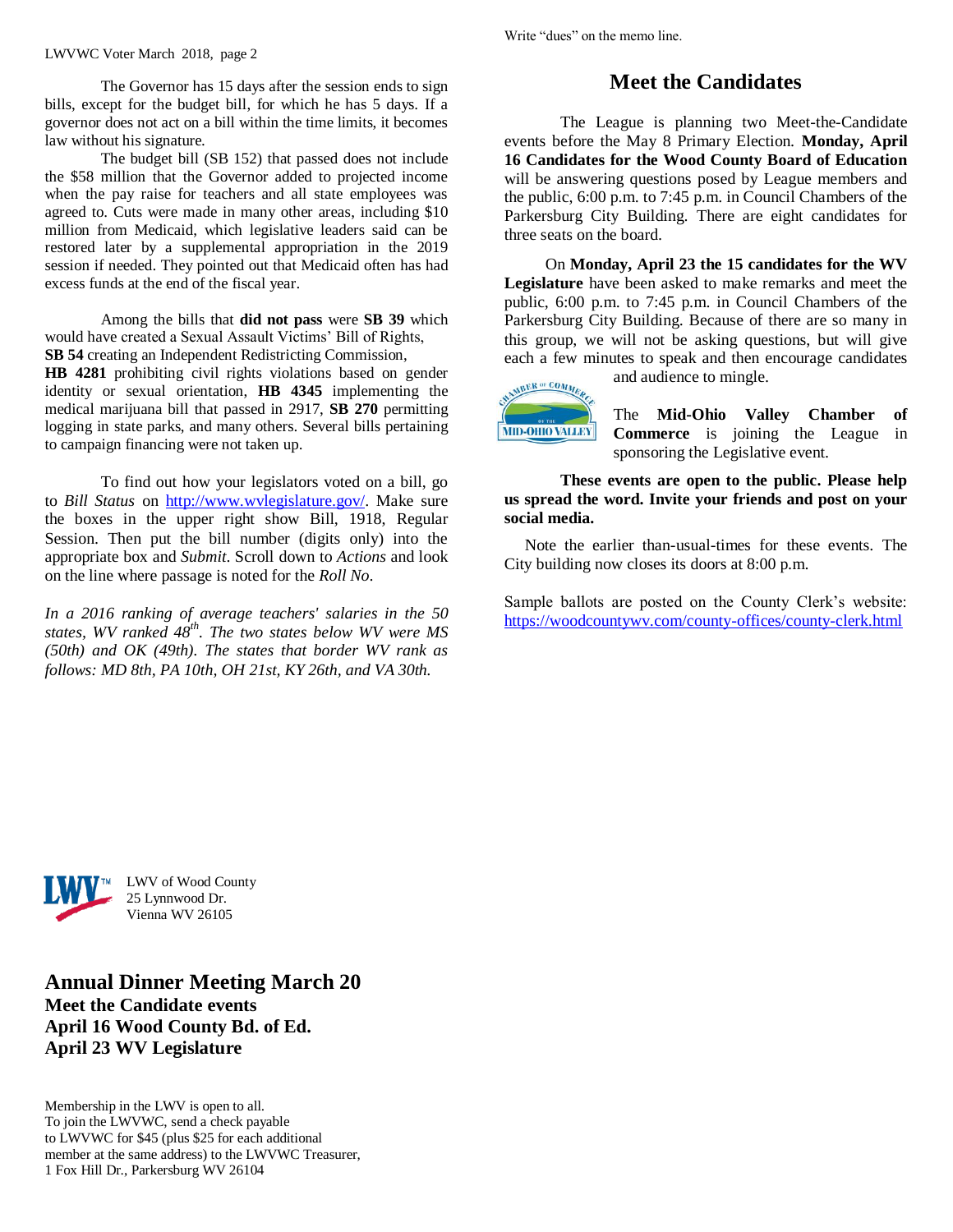The Governor has 15 days after the session ends to sign bills, except for the budget bill, for which he has 5 days. If a governor does not act on a bill within the time limits, it becomes law without his signature.

The budget bill (SB 152) that passed does not include the $58 million that the Governor added to projected income when the pay raise for teachers and all state employees was agreed to. Cuts were made in many other areas, including $10 million from Medicaid, which legislative leaders said can be restored later by a supplemental appropriation in the 2019 session if needed. They pointed out that Medicaid often has had excess funds at the end of the fiscal year.

Among the bills that **did not pass** were **SB 39** which would have created a Sexual Assault Victims' Bill of Rights,
**SB 54** creating an Independent Redistricting Commission,
**HB 4281** prohibiting civil rights violations based on gender identity or sexual orientation, **HB 4345** implementing the medical marijuana bill that passed in 2917, **SB 270** permitting logging in state parks, and many others. Several bills pertaining to campaign financing were not taken up.

To find out how your legislators voted on a bill, go to *Bill Status* on http://www.wvlegislature.gov/. Make sure the boxes in the upper right show Bill, 1918, Regular Session. Then put the bill number (digits only) into the appropriate box and *Submit*. Scroll down to *Actions* and look on the line where passage is noted for the *Roll No*.

*In a 2016 ranking of average teachers' salaries in the 50 states, WV ranked 48th. The two states below WV were MS (50th) and OK (49th). The states that border WV rank as follows: MD 8th, PA 10th, OH 21st, KY 26th, and VA 30th.*

LWV of Wood County
25 Lynnwood Dr.
Vienna WV 26105

## Annual Dinner Meeting March 20

**Meet the Candidate events**
**April 16 Wood County Bd. of Ed.**
**April 23 WV Legislature**

Membership in the LWV is open to all.
To join the LWVWC, send a check payable to LWVWC for $45 (plus $25 for each additional member at the same address) to the LWVWC Treasurer, 1 Fox Hill Dr., Parkersburg WV 26104
Write "dues" on the memo line.

## Meet the Candidates

The League is planning two Meet-the-Candidate events before the May 8 Primary Election. **Monday, April 16 Candidates for the Wood County Board of Education** will be answering questions posed by League members and the public, 6:00 p.m. to 7:45 p.m. in Council Chambers of the Parkersburg City Building. There are eight candidates for three seats on the board.

On **Monday, April 23 the 15 candidates for the WV Legislature** have been asked to make remarks and meet the public, 6:00 p.m. to 7:45 p.m. in Council Chambers of the Parkersburg City Building. Because of there are so many in this group, we will not be asking questions, but will give each a few minutes to speak and then encourage candidates and audience to mingle.

The **Mid-Ohio Valley Chamber of Commerce** is joining the League in sponsoring the Legislative event.

**These events are open to the public. Please help us spread the word. Invite your friends and post on your social media.**

Note the earlier than-usual-times for these events. The City building now closes its doors at 8:00 p.m.

Sample ballots are posted on the County Clerk's website: https://woodcountywv.com/county-offices/county-clerk.html